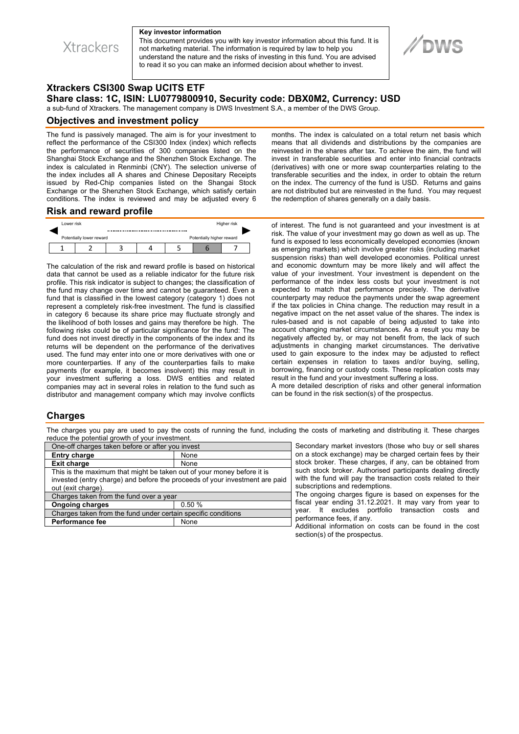Xtrackers

**Key investor information**

This document provides you with key investor information about this fund. It is not marketing material. The information is required by law to help you understand the nature and the risks of investing in this fund. You are advised to read it so you can make an informed decision about whether to invest.

DWS

# Xtrackers CSI300 Swap UCITS ETF

## Share class: 1C, ISIN: LU0779800910, Security code: DBX0M2, Currency: USD

a sub-fund of Xtrackers. The management company is DWS Investment S.A., a member of the DWS Group.

## Objectives and investment policy

The fund is passively managed. The aim is for your investment to reflect the performance of the CSI300 Index (index) which reflects the performance of securities of 300 companies listed on the Shanghai Stock Exchange and the Shenzhen Stock Exchange. The index is calculated in Renminbi (CNY). The selection universe of the index includes all A shares and Chinese Depositary Receipts issued by Red-Chip companies listed on the Shangai Stock Exchange or the Shenzhen Stock Exchange, which satisfy certain conditions. The index is reviewed and may be adjusted every 6 months. The index is calculated on a total return net basis which means that all dividends and distributions by the companies are reinvested in the shares after tax. To achieve the aim, the fund will invest in transferable securities and enter into financial contracts (derivatives) with one or more swap counterparties relating to the transferable securities and the index, in order to obtain the return on the index. The currency of the fund is USD. Returns and gains are not distributed but are reinvested in the fund. You may request the redemption of shares generally on a daily basis.

## Risk and reward profile

| Lower risk | | | | | | Higher risk |
|---|---|---|---|---|---|---|
| Potentially lower reward | | | | | | Potentially higher reward |
| 1 | 2 | 3 | 4 | 5 | **6** | 7 |

The calculation of the risk and reward profile is based on historical data that cannot be used as a reliable indicator for the future risk profile. This risk indicator is subject to changes; the classification of the fund may change over time and cannot be guaranteed. Even a fund that is classified in the lowest category (category 1) does not represent a completely risk-free investment. The fund is classified in category 6 because its share price may fluctuate strongly and the likelihood of both losses and gains may therefore be high. The following risks could be of particular significance for the fund: The fund does not invest directly in the components of the index and its returns will be dependent on the performance of the derivatives used. The fund may enter into one or more derivatives with one or more counterparties. If any of the counterparties fails to make payments (for example, it becomes insolvent) this may result in your investment suffering a loss. DWS entities and related companies may act in several roles in relation to the fund such as distributor and management company which may involve conflicts of interest. The fund is not guaranteed and your investment is at risk. The value of your investment may go down as well as up. The fund is exposed to less economically developed economies (known as emerging markets) which involve greater risks (including market suspension risks) than well developed economies. Political unrest and economic downturn may be more likely and will affect the value of your investment. Your investment is dependent on the performance of the index less costs but your investment is not expected to match that performance precisely. The derivative counterparty may reduce the payments under the swap agreement if the tax policies in China change. The reduction may result in a negative impact on the net asset value of the shares. The index is rules-based and is not capable of being adjusted to take into account changing market circumstances. As a result you may be negatively affected by, or may not benefit from, the lack of such adjustments in changing market circumstances. The derivative used to gain exposure to the index may be adjusted to reflect certain expenses in relation to taxes and/or buying, selling, borrowing, financing or custody costs. These replication costs may result in the fund and your investment suffering a loss.

A more detailed description of risks and other general information can be found in the risk section(s) of the prospectus.

## Charges

The charges you pay are used to pay the costs of running the fund, including the costs of marketing and distributing it. These charges reduce the potential growth of your investment.

| One-off charges taken before or after you invest | |
|---|---|
| **Entry charge** | None |
| **Exit charge** | None |
| This is the maximum that might be taken out of your money before it is invested (entry charge) and before the proceeds of your investment are paid out (exit charge). | |
| Charges taken from the fund over a year | |
| **Ongoing charges** | 0.50 % |
| Charges taken from the fund under certain specific conditions | |
| **Performance fee** | None |

Secondary market investors (those who buy or sell shares on a stock exchange) may be charged certain fees by their stock broker. These charges, if any, can be obtained from such stock broker. Authorised participants dealing directly with the fund will pay the transaction costs related to their subscriptions and redemptions.

The ongoing charges figure is based on expenses for the fiscal year ending 31.12.2021. It may vary from year to year. It excludes portfolio transaction costs and performance fees, if any.

Additional information on costs can be found in the cost section(s) of the prospectus.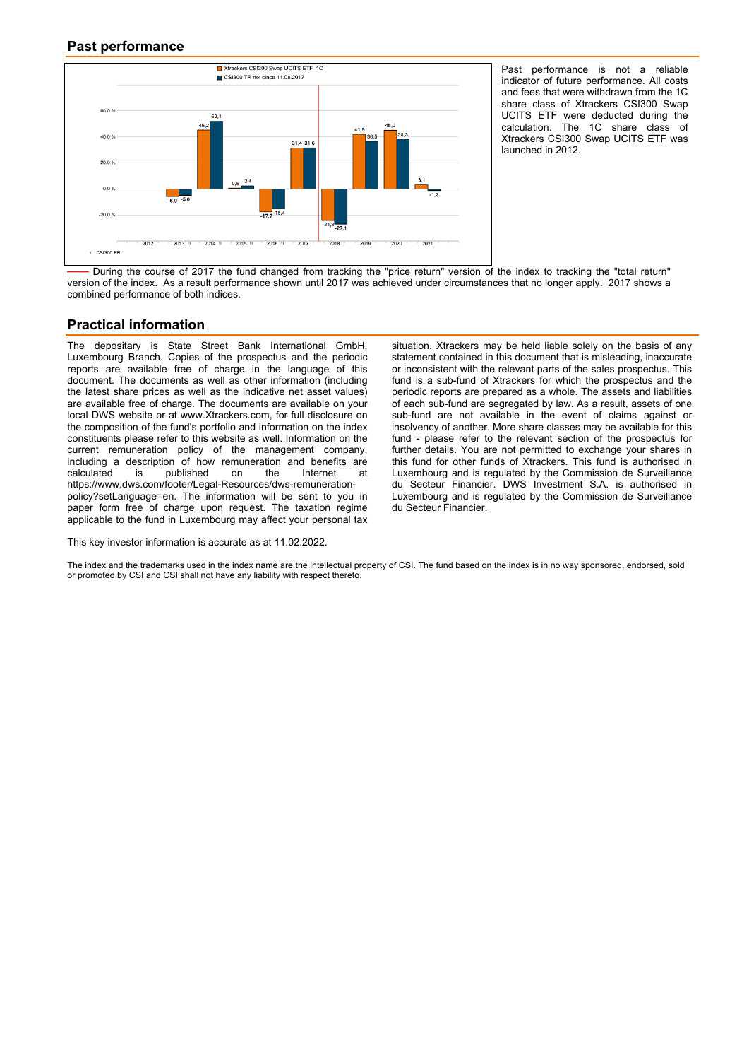## Past performance

Xtrackers CSI300 Swap UCITS ETF 1C
CSI300 TR net since 11.08.2017

60,0 %
40,0 %
20,0 %
0,0 %
-20,0 %

-5,9 -5,0
45,2 52,1
0,5 2,4
-17,7 -15,4
31,4 31,6
-24,3 -27,1
41,9 36,5
45,0 38,3
3,1 -1,2

2012 2013 1) 2014 1) 2015 1) 2016 1) 2017 2018 2019 2020 2021

1) CSI300 PR

Past performance is not a reliable indicator of future performance. All costs and fees that were withdrawn from the 1C share class of Xtrackers CSI300 Swap UCITS ETF were deducted during the calculation. The 1C share class of Xtrackers CSI300 Swap UCITS ETF was launched in 2012.

—— During the course of 2017 the fund changed from tracking the "price return" version of the index to tracking the "total return" version of the index. As a result performance shown until 2017 was achieved under circumstances that no longer apply. 2017 shows a combined performance of both indices.

## Practical information

The depositary is State Street Bank International GmbH, Luxembourg Branch. Copies of the prospectus and the periodic reports are available free of charge in the language of this document. The documents as well as other information (including the latest share prices as well as the indicative net asset values) are available free of charge. The documents are available on your local DWS website or at www.Xtrackers.com, for full disclosure on the composition of the fund's portfolio and information on the index constituents please refer to this website as well. Information on the current remuneration policy of the management company, including a description of how remuneration and benefits are calculated is published on the Internet at https://www.dws.com/footer/Legal-Resources/dws-remuneration-policy?setLanguage=en. The information will be sent to you in paper form free of charge upon request. The taxation regime applicable to the fund in Luxembourg may affect your personal tax situation. Xtrackers may be held liable solely on the basis of any statement contained in this document that is misleading, inaccurate or inconsistent with the relevant parts of the sales prospectus. This fund is a sub-fund of Xtrackers for which the prospectus and the periodic reports are prepared as a whole. The assets and liabilities of each sub-fund are segregated by law. As a result, assets of one sub-fund are not available in the event of claims against or insolvency of another. More share classes may be available for this fund - please refer to the relevant section of the prospectus for further details. You are not permitted to exchange your shares in this fund for other funds of Xtrackers. This fund is authorised in Luxembourg and is regulated by the Commission de Surveillance du Secteur Financier. DWS Investment S.A. is authorised in Luxembourg and is regulated by the Commission de Surveillance du Secteur Financier.

This key investor information is accurate as at 11.02.2022.

The index and the trademarks used in the index name are the intellectual property of CSI. The fund based on the index is in no way sponsored, endorsed, sold or promoted by CSI and CSI shall not have any liability with respect thereto.